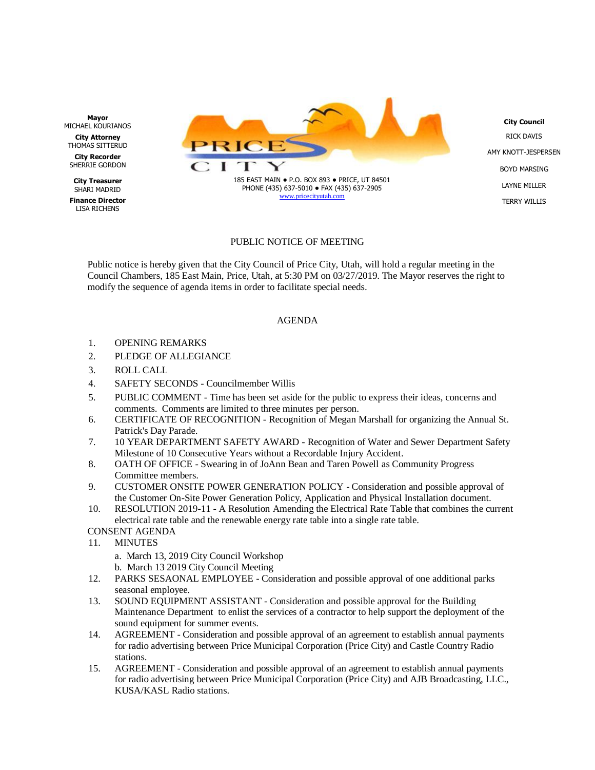**Mayor**
MICHAEL KOURIANOS

**City Attorney**
THOMAS SITTERUD

**City Recorder**
SHERRIE GORDON

**City Treasurer**
SHARI MADRID

**Finance Director**
LISA RICHENS

PRICE CITY

185 EAST MAIN ● P.O. BOX 893 ● PRICE, UT 84501
PHONE (435) 637-5010 ● FAX (435) 637-2905
www.pricecityutah.com

**City Council**
RICK DAVIS
AMY KNOTT-JESPERSEN
BOYD MARSING
LAYNE MILLER
TERRY WILLIS

PUBLIC NOTICE OF MEETING

Public notice is hereby given that the City Council of Price City, Utah, will hold a regular meeting in the Council Chambers, 185 East Main, Price, Utah, at 5:30 PM on 03/27/2019. The Mayor reserves the right to modify the sequence of agenda items in order to facilitate special needs.

AGENDA

1. OPENING REMARKS
2. PLEDGE OF ALLEGIANCE
3. ROLL CALL
4. SAFETY SECONDS - Councilmember Willis
5. PUBLIC COMMENT - Time has been set aside for the public to express their ideas, concerns and comments. Comments are limited to three minutes per person.
6. CERTIFICATE OF RECOGNITION - Recognition of Megan Marshall for organizing the Annual St. Patrick's Day Parade.
7. 10 YEAR DEPARTMENT SAFETY AWARD - Recognition of Water and Sewer Department Safety Milestone of 10 Consecutive Years without a Recordable Injury Accident.
8. OATH OF OFFICE - Swearing in of JoAnn Bean and Taren Powell as Community Progress Committee members.
9. CUSTOMER ONSITE POWER GENERATION POLICY - Consideration and possible approval of the Customer On-Site Power Generation Policy, Application and Physical Installation document.
10. RESOLUTION 2019-11 - A Resolution Amending the Electrical Rate Table that combines the current electrical rate table and the renewable energy rate table into a single rate table.

CONSENT AGENDA

11. MINUTES
    a. March 13, 2019 City Council Workshop
    b. March 13 2019 City Council Meeting
12. PARKS SESAONAL EMPLOYEE - Consideration and possible approval of one additional parks seasonal employee.
13. SOUND EQUIPMENT ASSISTANT - Consideration and possible approval for the Building Maintenance Department to enlist the services of a contractor to help support the deployment of the sound equipment for summer events.
14. AGREEMENT - Consideration and possible approval of an agreement to establish annual payments for radio advertising between Price Municipal Corporation (Price City) and Castle Country Radio stations.
15. AGREEMENT - Consideration and possible approval of an agreement to establish annual payments for radio advertising between Price Municipal Corporation (Price City) and AJB Broadcasting, LLC., KUSA/KASL Radio stations.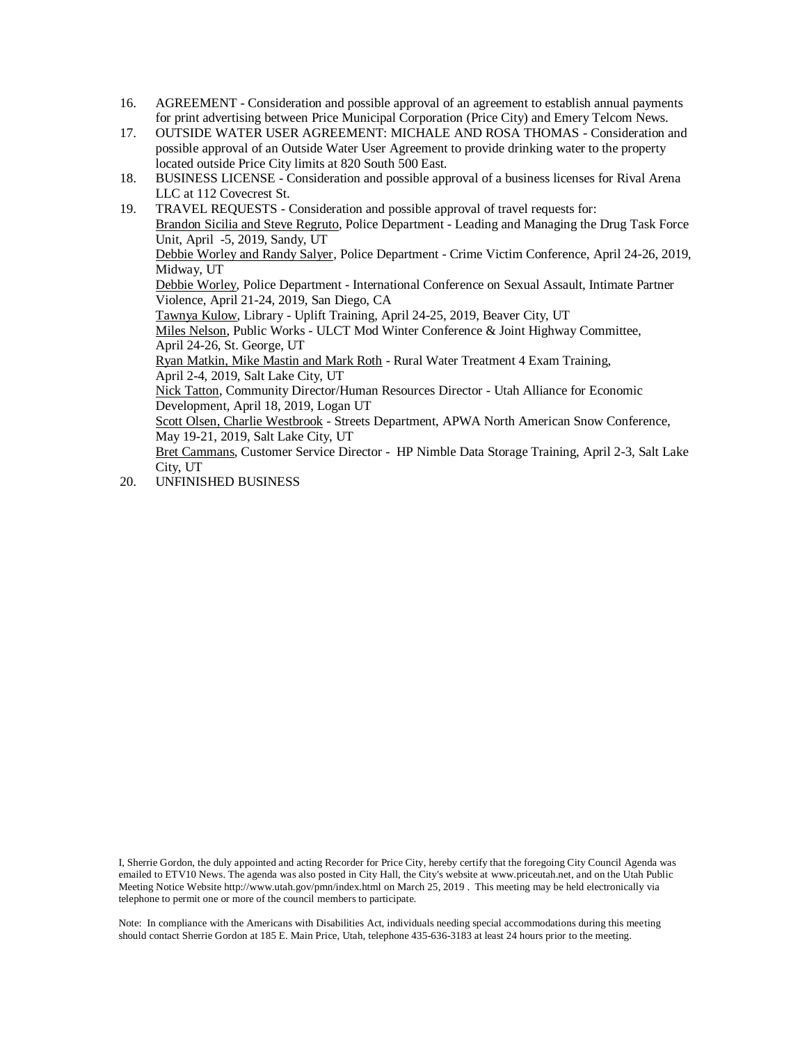16. AGREEMENT - Consideration and possible approval of an agreement to establish annual payments for print advertising between Price Municipal Corporation (Price City) and Emery Telcom News.
17. OUTSIDE WATER USER AGREEMENT: MICHALE AND ROSA THOMAS - Consideration and possible approval of an Outside Water User Agreement to provide drinking water to the property located outside Price City limits at 820 South 500 East.
18. BUSINESS LICENSE - Consideration and possible approval of a business licenses for Rival Arena LLC at 112 Covecrest St.
19. TRAVEL REQUESTS - Consideration and possible approval of travel requests for:
    Brandon Sicilia and Steve Regruto, Police Department - Leading and Managing the Drug Task Force Unit, April -5, 2019, Sandy, UT
    Debbie Worley and Randy Salyer, Police Department - Crime Victim Conference, April 24-26, 2019, Midway, UT
    Debbie Worley, Police Department - International Conference on Sexual Assault, Intimate Partner Violence, April 21-24, 2019, San Diego, CA
    Tawnya Kulow, Library - Uplift Training, April 24-25, 2019, Beaver City, UT
    Miles Nelson, Public Works - ULCT Mod Winter Conference & Joint Highway Committee, April 24-26, St. George, UT
    Ryan Matkin, Mike Mastin and Mark Roth - Rural Water Treatment 4 Exam Training, April 2-4, 2019, Salt Lake City, UT
    Nick Tatton, Community Director/Human Resources Director - Utah Alliance for Economic Development, April 18, 2019, Logan UT
    Scott Olsen, Charlie Westbrook - Streets Department, APWA North American Snow Conference, May 19-21, 2019, Salt Lake City, UT
    Bret Cammans, Customer Service Director - HP Nimble Data Storage Training, April 2-3, Salt Lake City, UT
20. UNFINISHED BUSINESS

I, Sherrie Gordon, the duly appointed and acting Recorder for Price City, hereby certify that the foregoing City Council Agenda was emailed to ETV10 News. The agenda was also posted in City Hall, the City's website at www.priceutah.net, and on the Utah Public Meeting Notice Website http://www.utah.gov/pmn/index.html on March 25, 2019 . This meeting may be held electronically via telephone to permit one or more of the council members to participate.

Note: In compliance with the Americans with Disabilities Act, individuals needing special accommodations during this meeting should contact Sherrie Gordon at 185 E. Main Price, Utah, telephone 435-636-3183 at least 24 hours prior to the meeting.